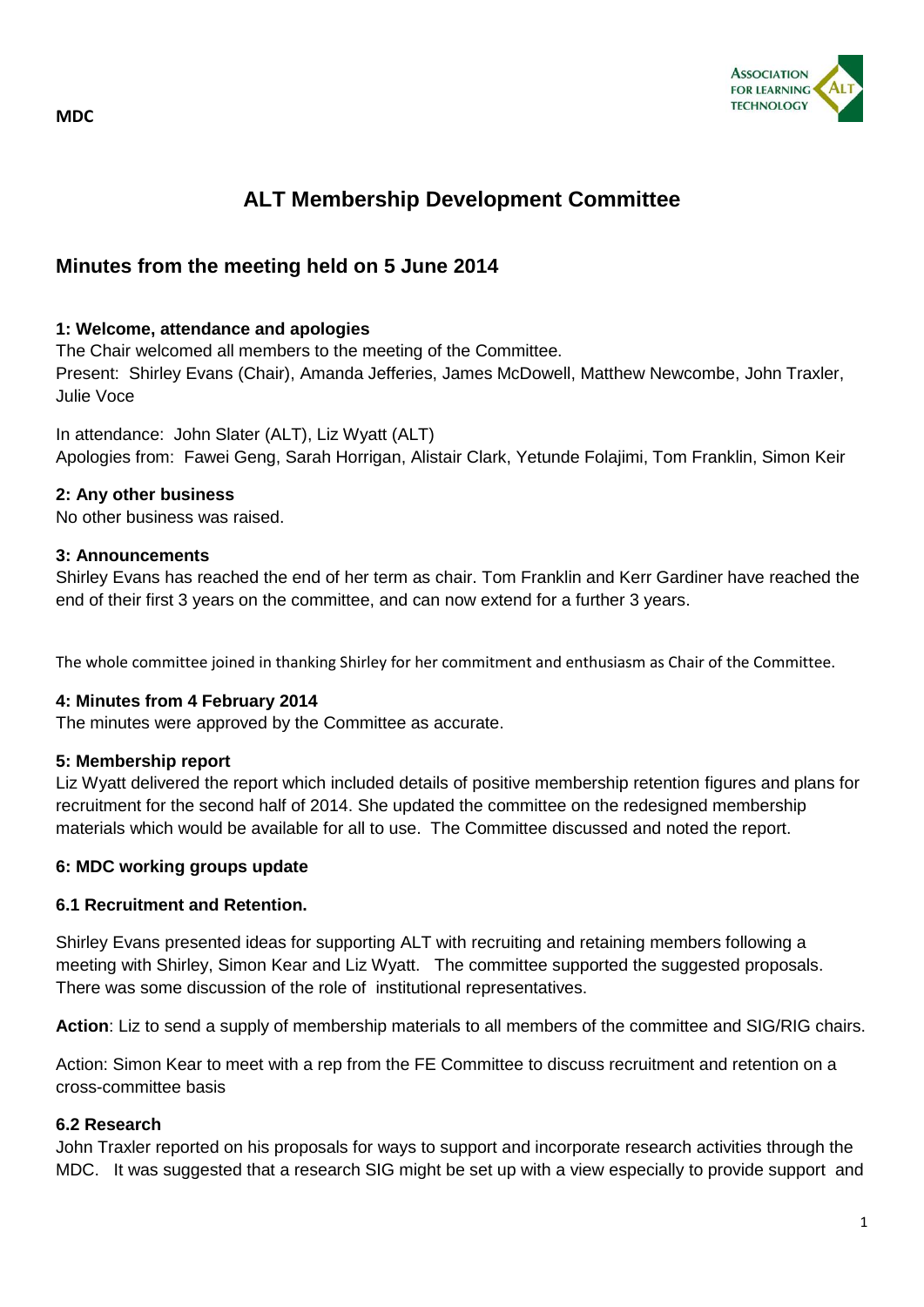**MDC**

# ALT Membership Development Committee

## Minutes from the meeting held on 5 June 2014

### 1: Welcome, attendance and apologies

The Chair welcomed all members to the meeting of the Committee.

Present: Shirley Evans (Chair), Amanda Jefferies, James McDowell, Matthew Newcombe, John Traxler, Julie Voce

In attendance: John Slater (ALT), Liz Wyatt (ALT)

Apologies from: Fawei Geng, Sarah Horrigan, Alistair Clark, Yetunde Folajimi, Tom Franklin, Simon Keir

### 2: Any other business

No other business was raised.

### 3: Announcements

Shirley Evans has reached the end of her term as chair. Tom Franklin and Kerr Gardiner have reached the end of their first 3 years on the committee, and can now extend for a further 3 years.

The whole committee joined in thanking Shirley for her commitment and enthusiasm as Chair of the Committee.

### 4: Minutes from 4 February 2014

The minutes were approved by the Committee as accurate.

### 5: Membership report

Liz Wyatt delivered the report which included details of positive membership retention figures and plans for recruitment for the second half of 2014. She updated the committee on the redesigned membership materials which would be available for all to use. The Committee discussed and noted the report.

### 6: MDC working groups update

#### 6.1 Recruitment and Retention.

Shirley Evans presented ideas for supporting ALT with recruiting and retaining members following a meeting with Shirley, Simon Kear and Liz Wyatt. The committee supported the suggested proposals. There was some discussion of the role of institutional representatives.

**Action**: Liz to send a supply of membership materials to all members of the committee and SIG/RIG chairs.

Action: Simon Kear to meet with a rep from the FE Committee to discuss recruitment and retention on a cross-committee basis

#### 6.2 Research

John Traxler reported on his proposals for ways to support and incorporate research activities through the MDC. It was suggested that a research SIG might be set up with a view especially to provide support and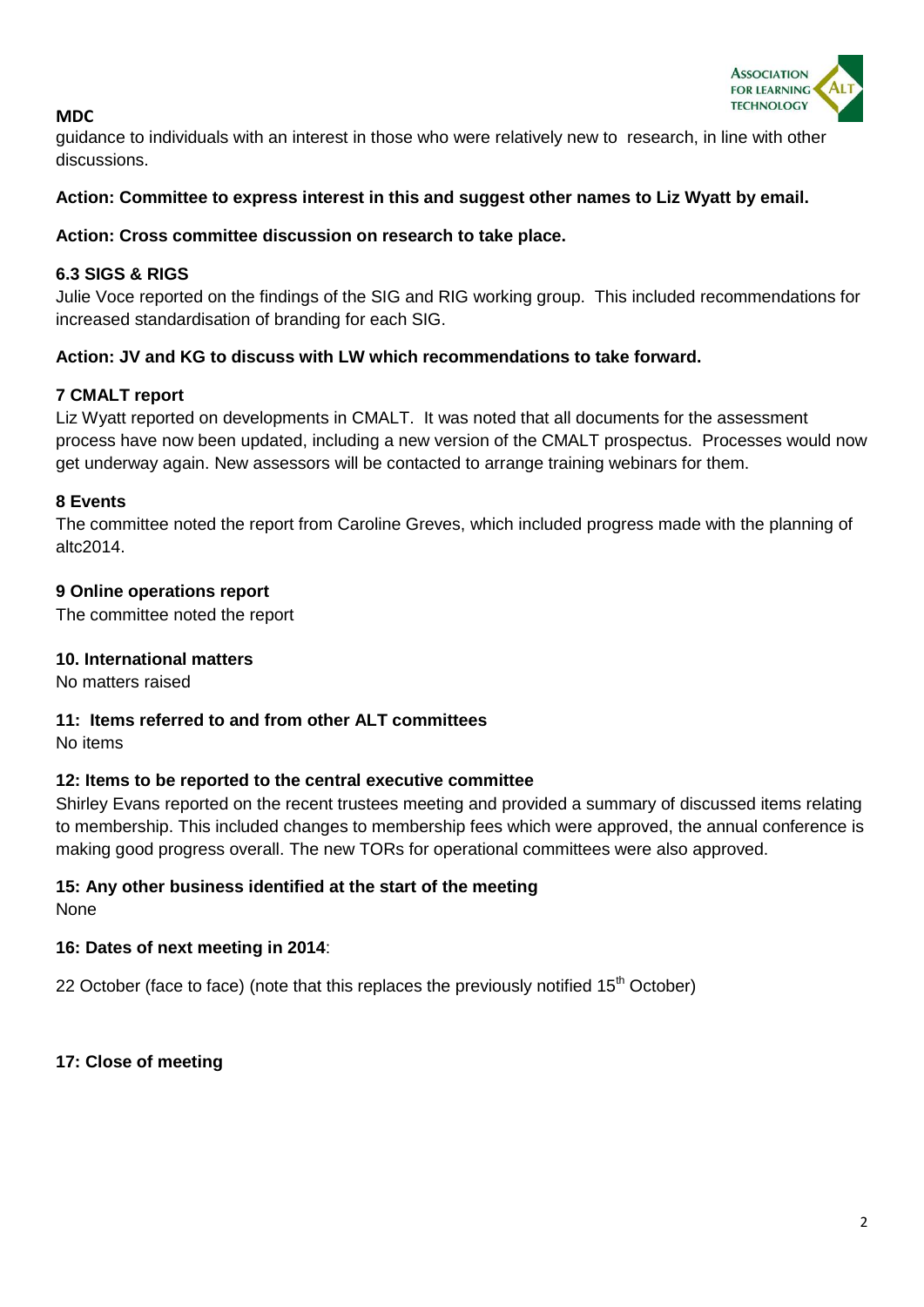guidance to individuals with an interest in those who were relatively new to research, in line with other discussions.

**Action: Committee to express interest in this and suggest other names to Liz Wyatt by email.**

**Action: Cross committee discussion on research to take place.**

### 6.3 SIGS & RIGS

Julie Voce reported on the findings of the SIG and RIG working group. This included recommendations for increased standardisation of branding for each SIG.

**Action: JV and KG to discuss with LW which recommendations to take forward.**

### 7 CMALT report

Liz Wyatt reported on developments in CMALT. It was noted that all documents for the assessment process have now been updated, including a new version of the CMALT prospectus. Processes would now get underway again. New assessors will be contacted to arrange training webinars for them.

### 8 Events

The committee noted the report from Caroline Greves, which included progress made with the planning of altc2014.

### 9 Online operations report

The committee noted the report

### 10. International matters

No matters raised

### 11: Items referred to and from other ALT committees

No items

### 12: Items to be reported to the central executive committee

Shirley Evans reported on the recent trustees meeting and provided a summary of discussed items relating to membership. This included changes to membership fees which were approved, the annual conference is making good progress overall. The new TORs for operational committees were also approved.

### 15: Any other business identified at the start of the meeting

None

### 16: Dates of next meeting in 2014:

22 October (face to face) (note that this replaces the previously notified 15th October)

### 17: Close of meeting